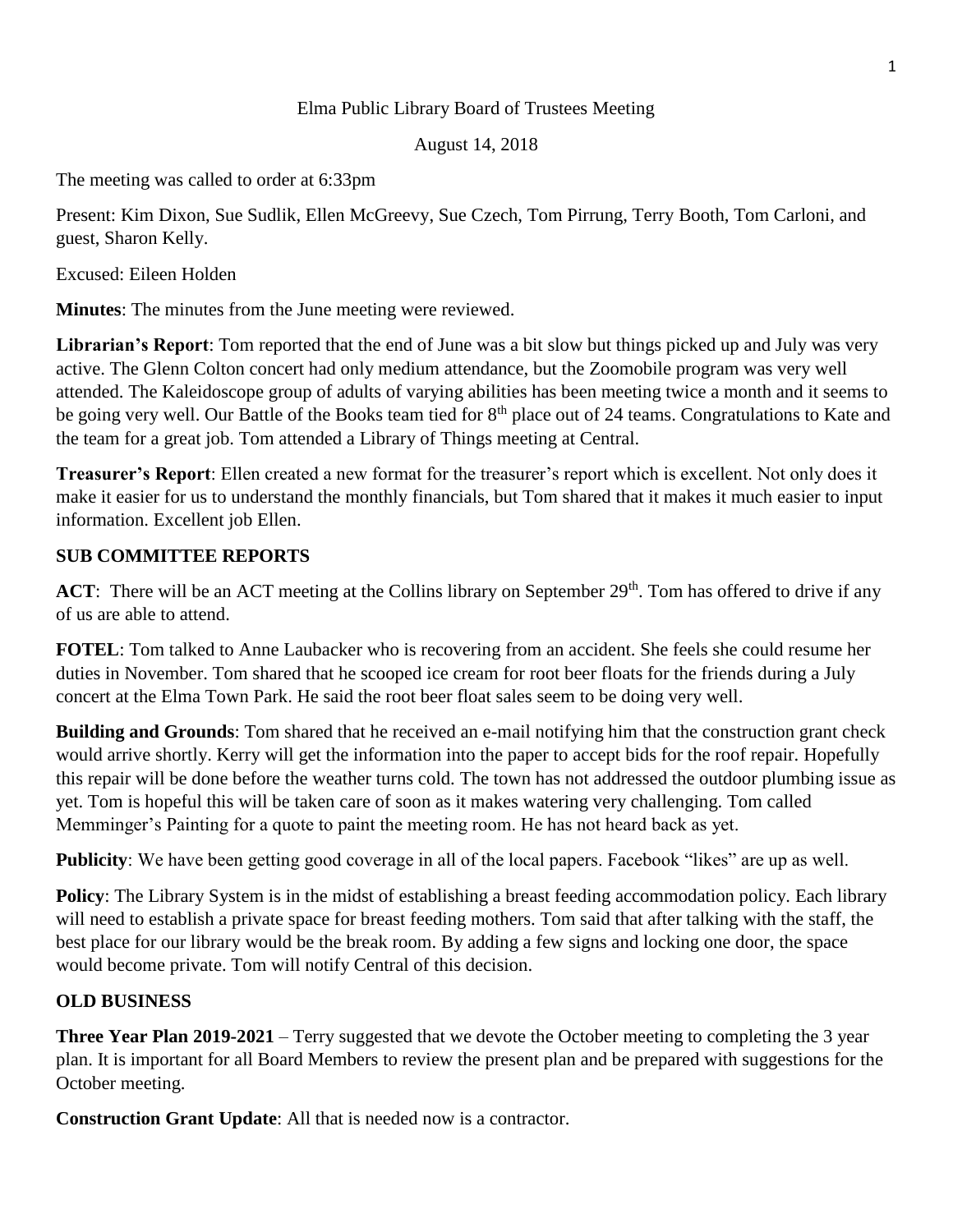Elma Public Library Board of Trustees Meeting

August 14, 2018

The meeting was called to order at 6:33pm

Present: Kim Dixon, Sue Sudlik, Ellen McGreevy, Sue Czech, Tom Pirrung, Terry Booth, Tom Carloni, and guest, Sharon Kelly.

Excused: Eileen Holden

**Minutes**: The minutes from the June meeting were reviewed.

**Librarian's Report**: Tom reported that the end of June was a bit slow but things picked up and July was very active. The Glenn Colton concert had only medium attendance, but the Zoomobile program was very well attended. The Kaleidoscope group of adults of varying abilities has been meeting twice a month and it seems to be going very well. Our Battle of the Books team tied for 8th place out of 24 teams. Congratulations to Kate and the team for a great job. Tom attended a Library of Things meeting at Central.

**Treasurer's Report**: Ellen created a new format for the treasurer's report which is excellent. Not only does it make it easier for us to understand the monthly financials, but Tom shared that it makes it much easier to input information. Excellent job Ellen.

**SUB COMMITTEE REPORTS**

**ACT**: There will be an ACT meeting at the Collins library on September 29th. Tom has offered to drive if any of us are able to attend.

**FOTEL**: Tom talked to Anne Laubacker who is recovering from an accident. She feels she could resume her duties in November. Tom shared that he scooped ice cream for root beer floats for the friends during a July concert at the Elma Town Park. He said the root beer float sales seem to be doing very well.

**Building and Grounds**: Tom shared that he received an e-mail notifying him that the construction grant check would arrive shortly. Kerry will get the information into the paper to accept bids for the roof repair. Hopefully this repair will be done before the weather turns cold. The town has not addressed the outdoor plumbing issue as yet. Tom is hopeful this will be taken care of soon as it makes watering very challenging. Tom called Memminger's Painting for a quote to paint the meeting room. He has not heard back as yet.

**Publicity**: We have been getting good coverage in all of the local papers. Facebook "likes" are up as well.

**Policy**: The Library System is in the midst of establishing a breast feeding accommodation policy. Each library will need to establish a private space for breast feeding mothers. Tom said that after talking with the staff, the best place for our library would be the break room. By adding a few signs and locking one door, the space would become private. Tom will notify Central of this decision.

**OLD BUSINESS**

**Three Year Plan 2019-2021** – Terry suggested that we devote the October meeting to completing the 3 year plan. It is important for all Board Members to review the present plan and be prepared with suggestions for the October meeting.

**Construction Grant Update**: All that is needed now is a contractor.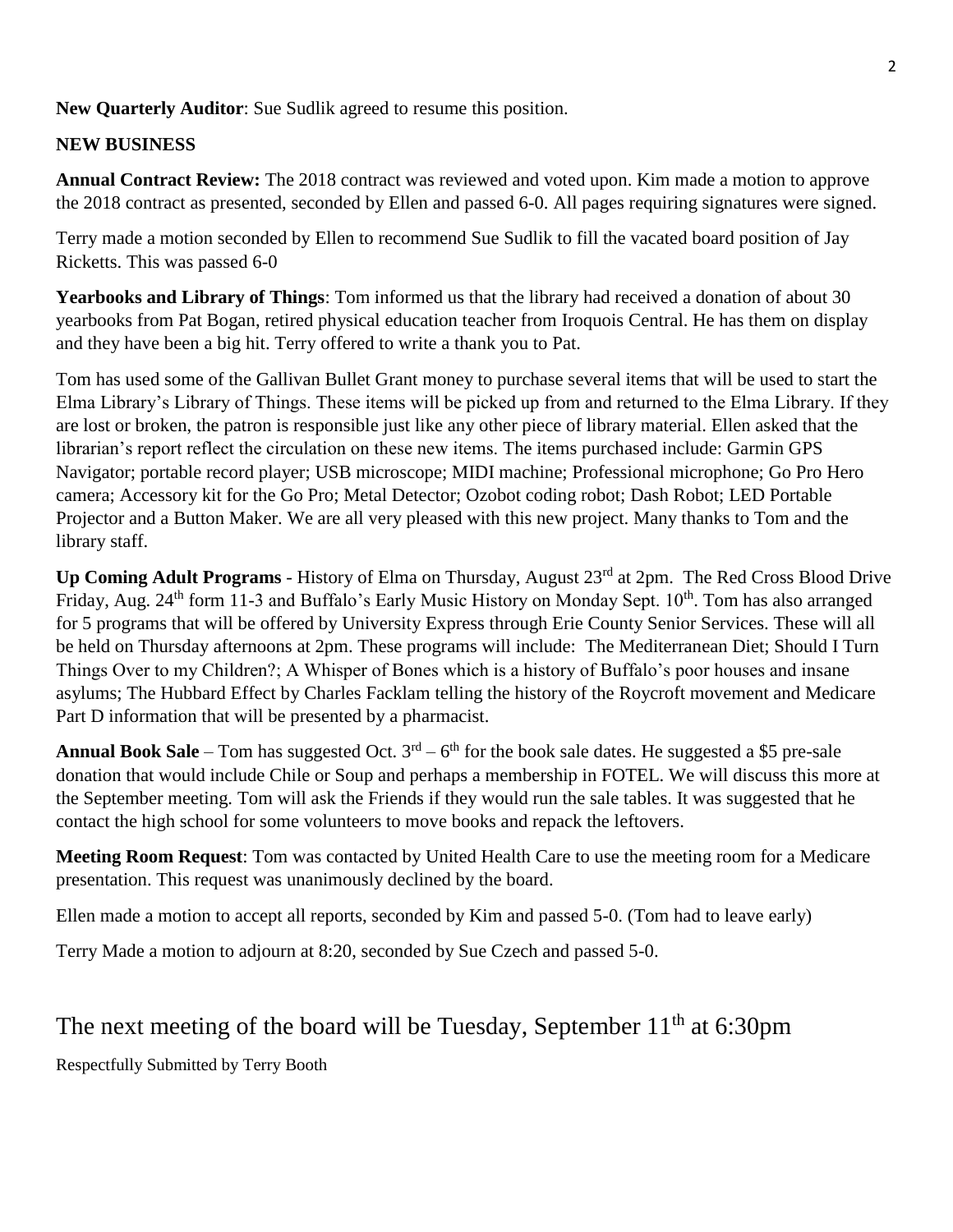**New Quarterly Auditor**: Sue Sudlik agreed to resume this position.

**NEW BUSINESS**

**Annual Contract Review:** The 2018 contract was reviewed and voted upon. Kim made a motion to approve the 2018 contract as presented, seconded by Ellen and passed 6-0. All pages requiring signatures were signed.

Terry made a motion seconded by Ellen to recommend Sue Sudlik to fill the vacated board position of Jay Ricketts. This was passed 6-0

**Yearbooks and Library of Things**: Tom informed us that the library had received a donation of about 30 yearbooks from Pat Bogan, retired physical education teacher from Iroquois Central. He has them on display and they have been a big hit. Terry offered to write a thank you to Pat.

Tom has used some of the Gallivan Bullet Grant money to purchase several items that will be used to start the Elma Library's Library of Things. These items will be picked up from and returned to the Elma Library. If they are lost or broken, the patron is responsible just like any other piece of library material. Ellen asked that the librarian's report reflect the circulation on these new items. The items purchased include: Garmin GPS Navigator; portable record player; USB microscope; MIDI machine; Professional microphone; Go Pro Hero camera; Accessory kit for the Go Pro; Metal Detector; Ozobot coding robot; Dash Robot; LED Portable Projector and a Button Maker. We are all very pleased with this new project. Many thanks to Tom and the library staff.

**Up Coming Adult Programs** - History of Elma on Thursday, August 23rd at 2pm. The Red Cross Blood Drive Friday, Aug. 24th form 11-3 and Buffalo's Early Music History on Monday Sept. 10th. Tom has also arranged for 5 programs that will be offered by University Express through Erie County Senior Services. These will all be held on Thursday afternoons at 2pm. These programs will include: The Mediterranean Diet; Should I Turn Things Over to my Children?; A Whisper of Bones which is a history of Buffalo's poor houses and insane asylums; The Hubbard Effect by Charles Facklam telling the history of the Roycroft movement and Medicare Part D information that will be presented by a pharmacist.

**Annual Book Sale** – Tom has suggested Oct. 3rd – 6th for the book sale dates. He suggested a $5 pre-sale donation that would include Chile or Soup and perhaps a membership in FOTEL. We will discuss this more at the September meeting. Tom will ask the Friends if they would run the sale tables. It was suggested that he contact the high school for some volunteers to move books and repack the leftovers.

**Meeting Room Request**: Tom was contacted by United Health Care to use the meeting room for a Medicare presentation. This request was unanimously declined by the board.

Ellen made a motion to accept all reports, seconded by Kim and passed 5-0. (Tom had to leave early)

Terry Made a motion to adjourn at 8:20, seconded by Sue Czech and passed 5-0.

## The next meeting of the board will be Tuesday, September 11th at 6:30pm

Respectfully Submitted by Terry Booth